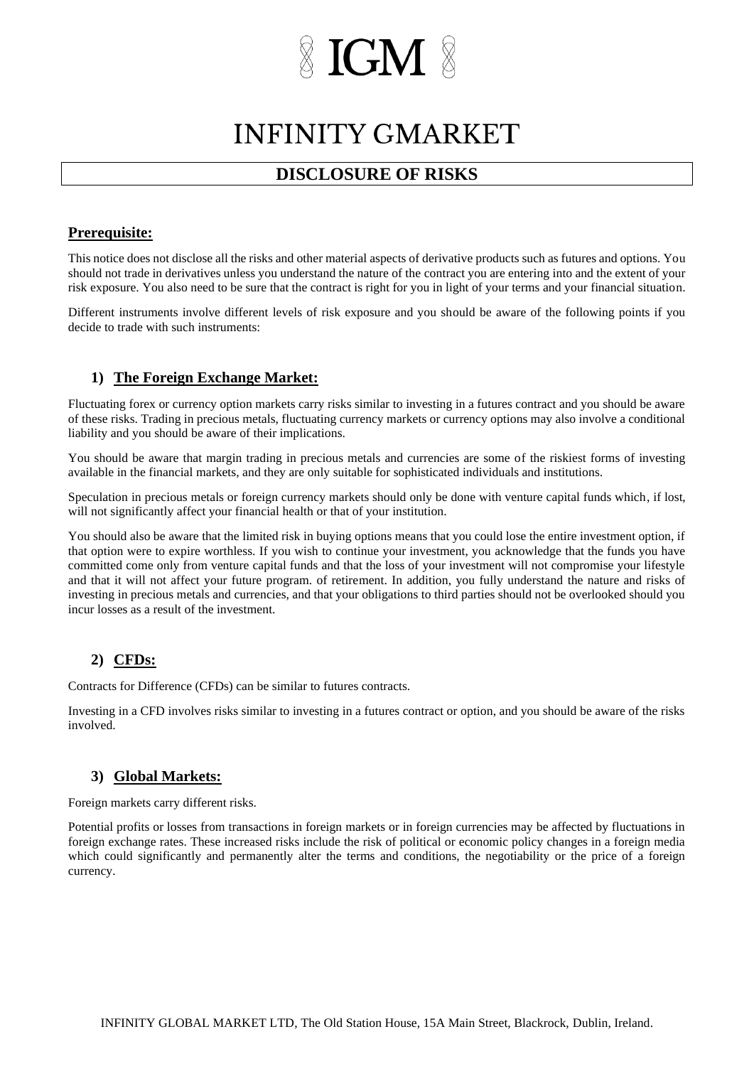# IGM

# INFINITY GMARKET

## DISCLOSURE OF RISKS

### Prerequisite:

This notice does not disclose all the risks and other material aspects of derivative products such as futures and options. You should not trade in derivatives unless you understand the nature of the contract you are entering into and the extent of your risk exposure. You also need to be sure that the contract is right for you in light of your terms and your financial situation.

Different instruments involve different levels of risk exposure and you should be aware of the following points if you decide to trade with such instruments:

### 1) The Foreign Exchange Market:

Fluctuating forex or currency option markets carry risks similar to investing in a futures contract and you should be aware of these risks. Trading in precious metals, fluctuating currency markets or currency options may also involve a conditional liability and you should be aware of their implications.

You should be aware that margin trading in precious metals and currencies are some of the riskiest forms of investing available in the financial markets, and they are only suitable for sophisticated individuals and institutions.

Speculation in precious metals or foreign currency markets should only be done with venture capital funds which, if lost, will not significantly affect your financial health or that of your institution.

You should also be aware that the limited risk in buying options means that you could lose the entire investment option, if that option were to expire worthless. If you wish to continue your investment, you acknowledge that the funds you have committed come only from venture capital funds and that the loss of your investment will not compromise your lifestyle and that it will not affect your future program. of retirement. In addition, you fully understand the nature and risks of investing in precious metals and currencies, and that your obligations to third parties should not be overlooked should you incur losses as a result of the investment.

### 2) CFDs:

Contracts for Difference (CFDs) can be similar to futures contracts.

Investing in a CFD involves risks similar to investing in a futures contract or option, and you should be aware of the risks involved.

### 3) Global Markets:

Foreign markets carry different risks.

Potential profits or losses from transactions in foreign markets or in foreign currencies may be affected by fluctuations in foreign exchange rates. These increased risks include the risk of political or economic policy changes in a foreign media which could significantly and permanently alter the terms and conditions, the negotiability or the price of a foreign currency.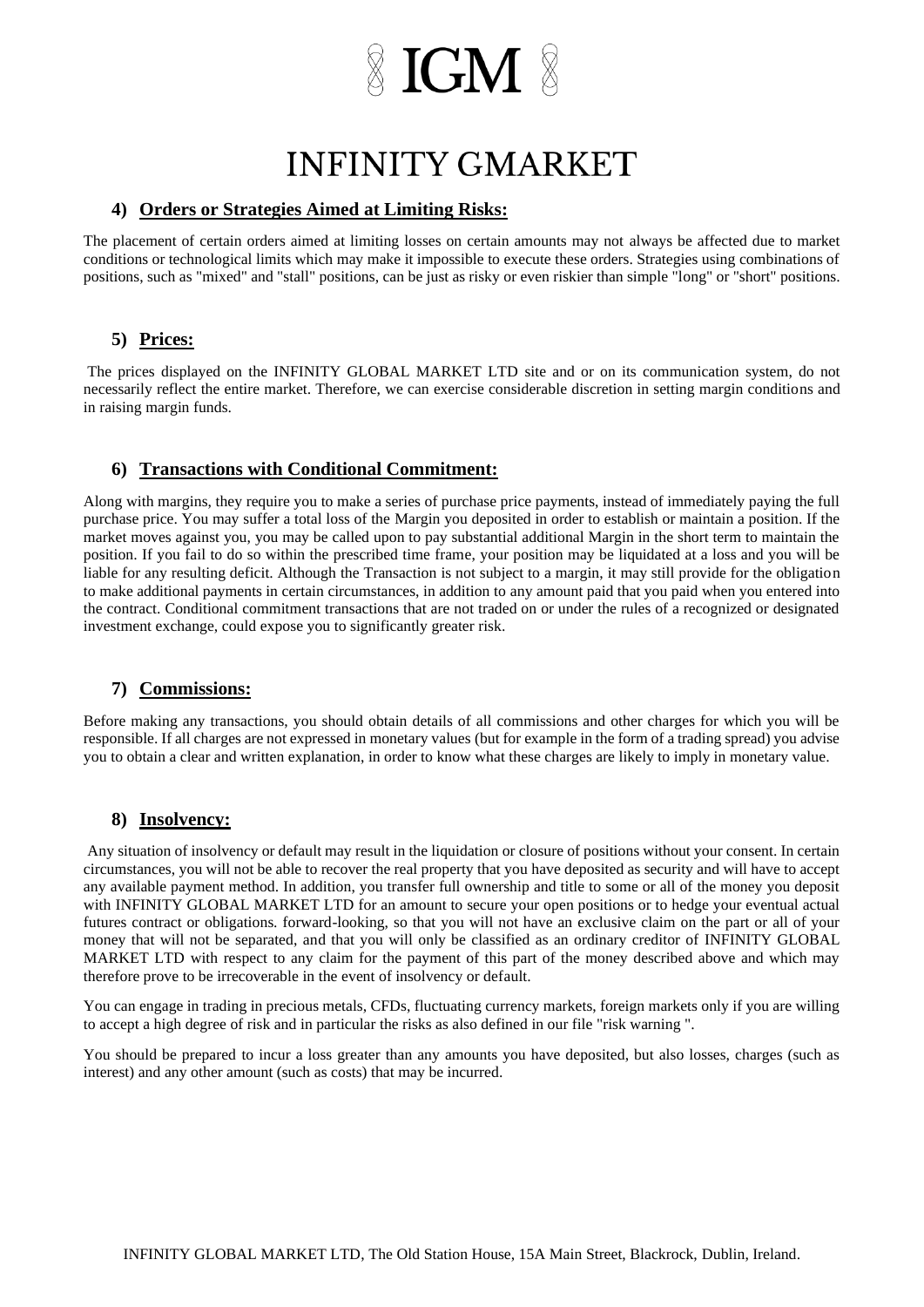# IGM

# INFINITY GMARKET

### 4) Orders or Strategies Aimed at Limiting Risks:

The placement of certain orders aimed at limiting losses on certain amounts may not always be affected due to market conditions or technological limits which may make it impossible to execute these orders. Strategies using combinations of positions, such as "mixed" and "stall" positions, can be just as risky or even riskier than simple "long" or "short" positions.

### 5) Prices:

The prices displayed on the INFINITY GLOBAL MARKET LTD site and or on its communication system, do not necessarily reflect the entire market. Therefore, we can exercise considerable discretion in setting margin conditions and in raising margin funds.

### 6) Transactions with Conditional Commitment:

Along with margins, they require you to make a series of purchase price payments, instead of immediately paying the full purchase price. You may suffer a total loss of the Margin you deposited in order to establish or maintain a position. If the market moves against you, you may be called upon to pay substantial additional Margin in the short term to maintain the position. If you fail to do so within the prescribed time frame, your position may be liquidated at a loss and you will be liable for any resulting deficit. Although the Transaction is not subject to a margin, it may still provide for the obligation to make additional payments in certain circumstances, in addition to any amount paid that you paid when you entered into the contract. Conditional commitment transactions that are not traded on or under the rules of a recognized or designated investment exchange, could expose you to significantly greater risk.

### 7) Commissions:

Before making any transactions, you should obtain details of all commissions and other charges for which you will be responsible. If all charges are not expressed in monetary values (but for example in the form of a trading spread) you advise you to obtain a clear and written explanation, in order to know what these charges are likely to imply in monetary value.

### 8) Insolvency:

Any situation of insolvency or default may result in the liquidation or closure of positions without your consent. In certain circumstances, you will not be able to recover the real property that you have deposited as security and will have to accept any available payment method. In addition, you transfer full ownership and title to some or all of the money you deposit with INFINITY GLOBAL MARKET LTD for an amount to secure your open positions or to hedge your eventual actual futures contract or obligations. forward-looking, so that you will not have an exclusive claim on the part or all of your money that will not be separated, and that you will only be classified as an ordinary creditor of INFINITY GLOBAL MARKET LTD with respect to any claim for the payment of this part of the money described above and which may therefore prove to be irrecoverable in the event of insolvency or default.

You can engage in trading in precious metals, CFDs, fluctuating currency markets, foreign markets only if you are willing to accept a high degree of risk and in particular the risks as also defined in our file "risk warning ".

You should be prepared to incur a loss greater than any amounts you have deposited, but also losses, charges (such as interest) and any other amount (such as costs) that may be incurred.

INFINITY GLOBAL MARKET LTD, The Old Station House, 15A Main Street, Blackrock, Dublin, Ireland.